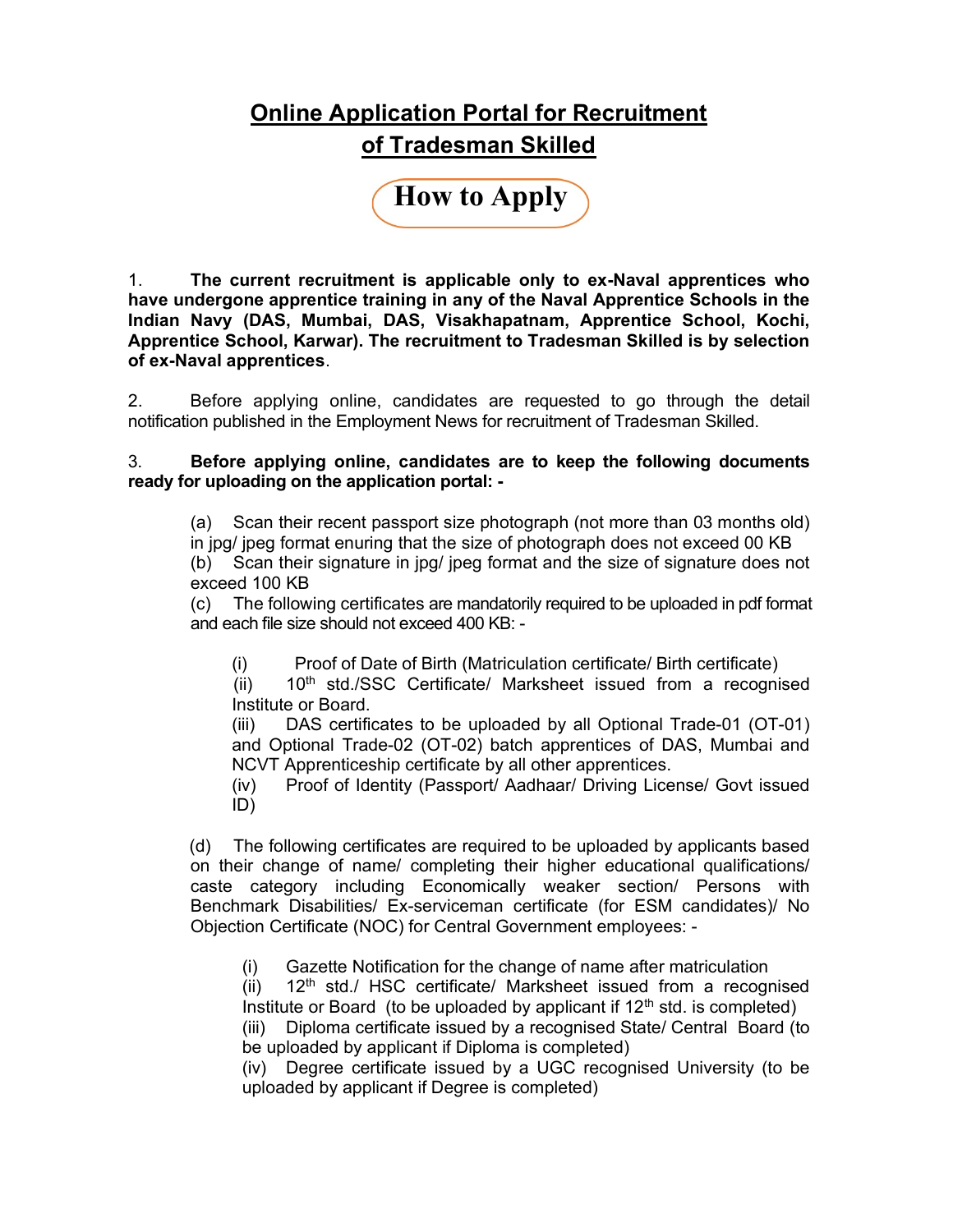# Online Application Portal for Recruitment of Tradesman Skilled

## How to Apply

1. **The current recruitment is applicable only to ex-Naval apprentices who have undergone apprentice training in any of the Naval Apprentice Schools in the Indian Navy (DAS, Mumbai, DAS, Visakhapatnam, Apprentice School, Kochi, Apprentice School, Karwar). The recruitment to Tradesman Skilled is by selection of ex-Naval apprentices**.

2. Before applying online, candidates are requested to go through the detail notification published in the Employment News for recruitment of Tradesman Skilled.

3. **Before applying online, candidates are to keep the following documents ready for uploading on the application portal: -**

   (a) Scan their recent passport size photograph (not more than 03 months old) in jpg/ jpeg format enuring that the size of photograph does not exceed 00 KB

   (b) Scan their signature in jpg/ jpeg format and the size of signature does not exceed 100 KB

   (c) The following certificates are mandatorily required to be uploaded in pdf format and each file size should not exceed 400 KB: -

      (i) Proof of Date of Birth (Matriculation certificate/ Birth certificate)

      (ii) 10th std./SSC Certificate/ Marksheet issued from a recognised Institute or Board.

      (iii) DAS certificates to be uploaded by all Optional Trade-01 (OT-01) and Optional Trade-02 (OT-02) batch apprentices of DAS, Mumbai and NCVT Apprenticeship certificate by all other apprentices.

      (iv) Proof of Identity (Passport/ Aadhaar/ Driving License/ Govt issued ID)

   (d) The following certificates are required to be uploaded by applicants based on their change of name/ completing their higher educational qualifications/ caste category including Economically weaker section/ Persons with Benchmark Disabilities/ Ex-serviceman certificate (for ESM candidates)/ No Objection Certificate (NOC) for Central Government employees: -

      (i) Gazette Notification for the change of name after matriculation

      (ii) 12th std./ HSC certificate/ Marksheet issued from a recognised Institute or Board (to be uploaded by applicant if 12th std. is completed)

      (iii) Diploma certificate issued by a recognised State/ Central Board (to be uploaded by applicant if Diploma is completed)

      (iv) Degree certificate issued by a UGC recognised University (to be uploaded by applicant if Degree is completed)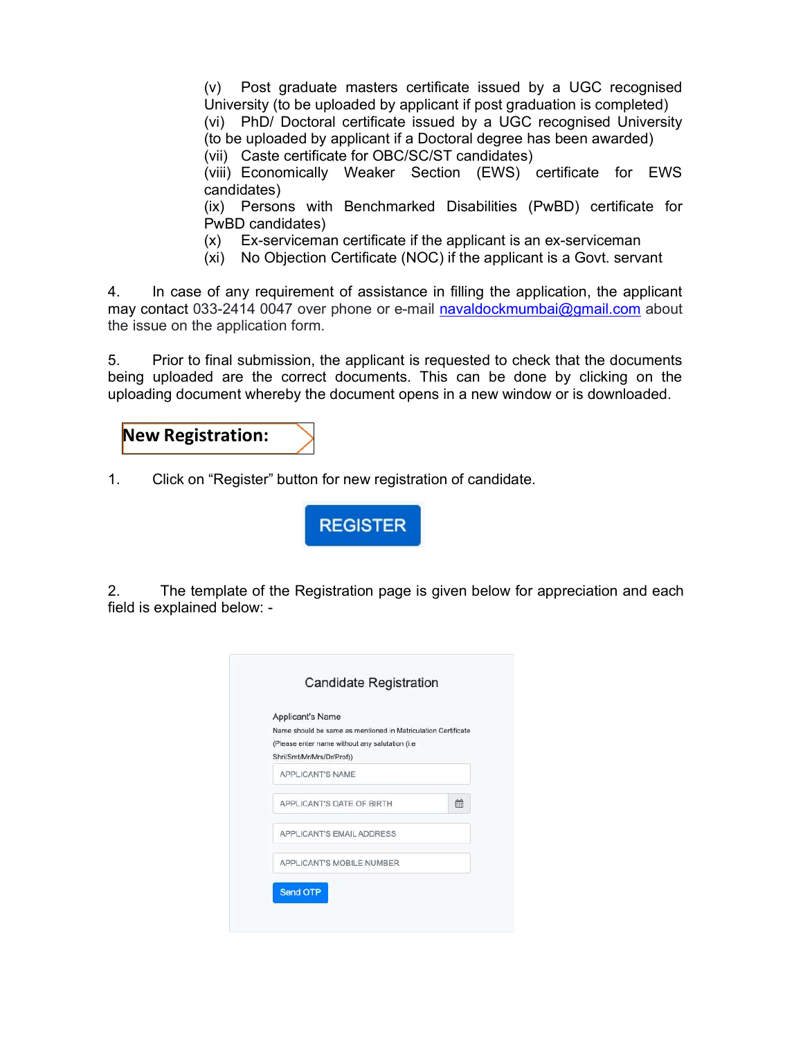(v) Post graduate masters certificate issued by a UGC recognised University (to be uploaded by applicant if post graduation is completed)
(vi) PhD/ Doctoral certificate issued by a UGC recognised University (to be uploaded by applicant if a Doctoral degree has been awarded)
(vii) Caste certificate for OBC/SC/ST candidates)
(viii) Economically Weaker Section (EWS) certificate for EWS candidates)
(ix) Persons with Benchmarked Disabilities (PwBD) certificate for PwBD candidates)
(x) Ex-serviceman certificate if the applicant is an ex-serviceman
(xi) No Objection Certificate (NOC) if the applicant is a Govt. servant

4. In case of any requirement of assistance in filling the application, the applicant may contact 033-2414 0047 over phone or e-mail navaldockmumbai@gmail.com about the issue on the application form.

5. Prior to final submission, the applicant is requested to check that the documents being uploaded are the correct documents. This can be done by clicking on the uploading document whereby the document opens in a new window or is downloaded.

## New Registration:

1. Click on "Register" button for new registration of candidate.

REGISTER

2. The template of the Registration page is given below for appreciation and each field is explained below: -

Candidate Registration

Applicant's Name
Name should be same as mentioned in Matriculation Certificate
(Please enter name without any salutation (i.e Shri/Smt/Mr/Mrs/Dr/Prof))

APPLICANT'S NAME

APPLICANT'S DATE OF BIRTH

APPLICANT'S EMAIL ADDRESS

APPLICANT'S MOBILE NUMBER

Send OTP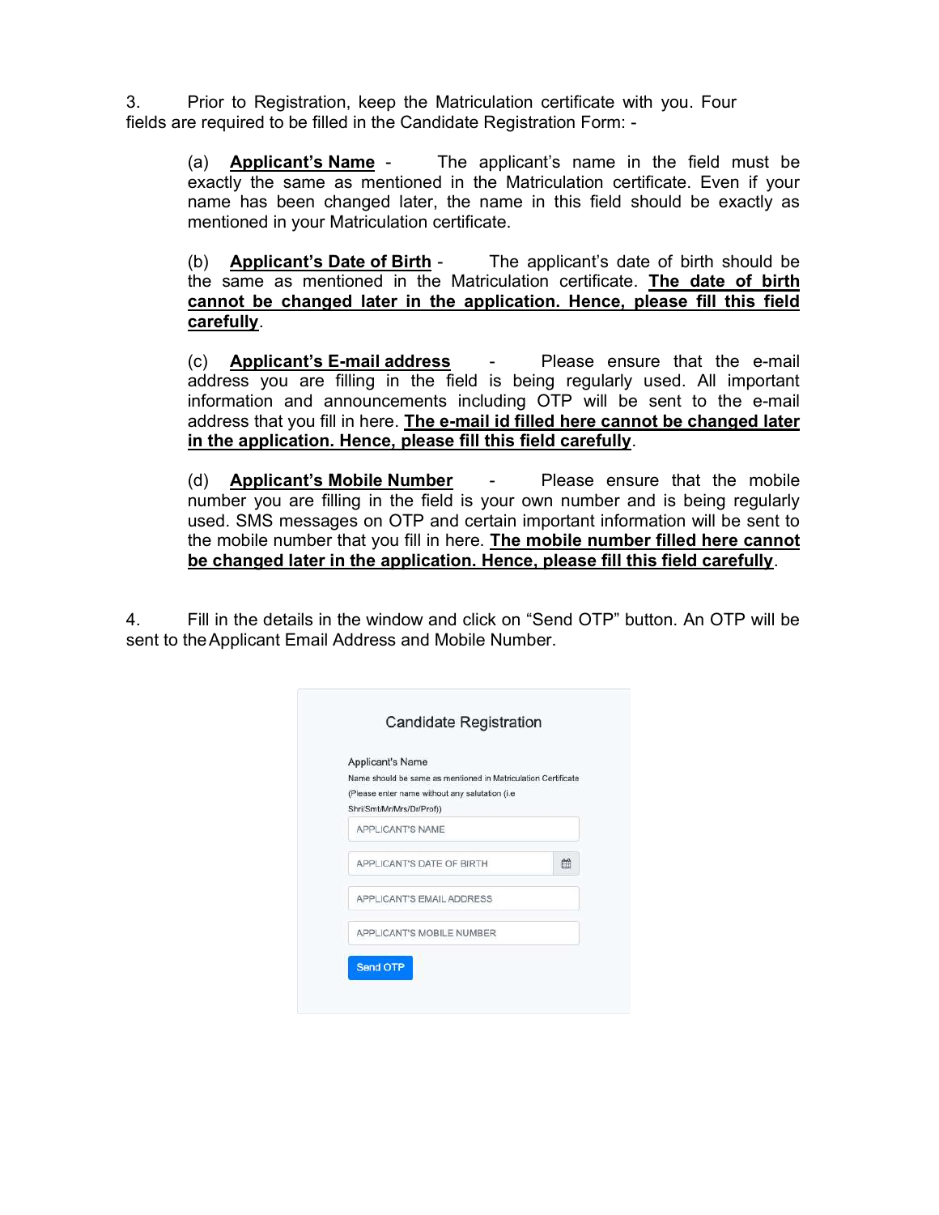3. Prior to Registration, keep the Matriculation certificate with you. Four fields are required to be filled in the Candidate Registration Form: -

(a) **<u>Applicant's Name</u>** - The applicant's name in the field must be exactly the same as mentioned in the Matriculation certificate. Even if your name has been changed later, the name in this field should be exactly as mentioned in your Matriculation certificate.

(b) **<u>Applicant's Date of Birth</u>** - The applicant's date of birth should be the same as mentioned in the Matriculation certificate. **<u>The date of birth cannot be changed later in the application. Hence, please fill this field carefully</u>**.

(c) **<u>Applicant's E-mail address</u>** - Please ensure that the e-mail address you are filling in the field is being regularly used. All important information and announcements including OTP will be sent to the e-mail address that you fill in here. **<u>The e-mail id filled here cannot be changed later in the application. Hence, please fill this field carefully</u>**.

(d) **<u>Applicant's Mobile Number</u>** - Please ensure that the mobile number you are filling in the field is your own number and is being regularly used. SMS messages on OTP and certain important information will be sent to the mobile number that you fill in here. **<u>The mobile number filled here cannot be changed later in the application. Hence, please fill this field carefully</u>**.

4. Fill in the details in the window and click on "Send OTP" button. An OTP will be sent to the Applicant Email Address and Mobile Number.

Candidate Registration

Applicant's Name

Name should be same as mentioned in Matriculation Certificate (Please enter name without any salutation (i.e Shri/Smt/Mr/Mrs/Dr/Prof))

APPLICANT'S NAME

APPLICANT'S DATE OF BIRTH

APPLICANT'S EMAIL ADDRESS

APPLICANT'S MOBILE NUMBER

Send OTP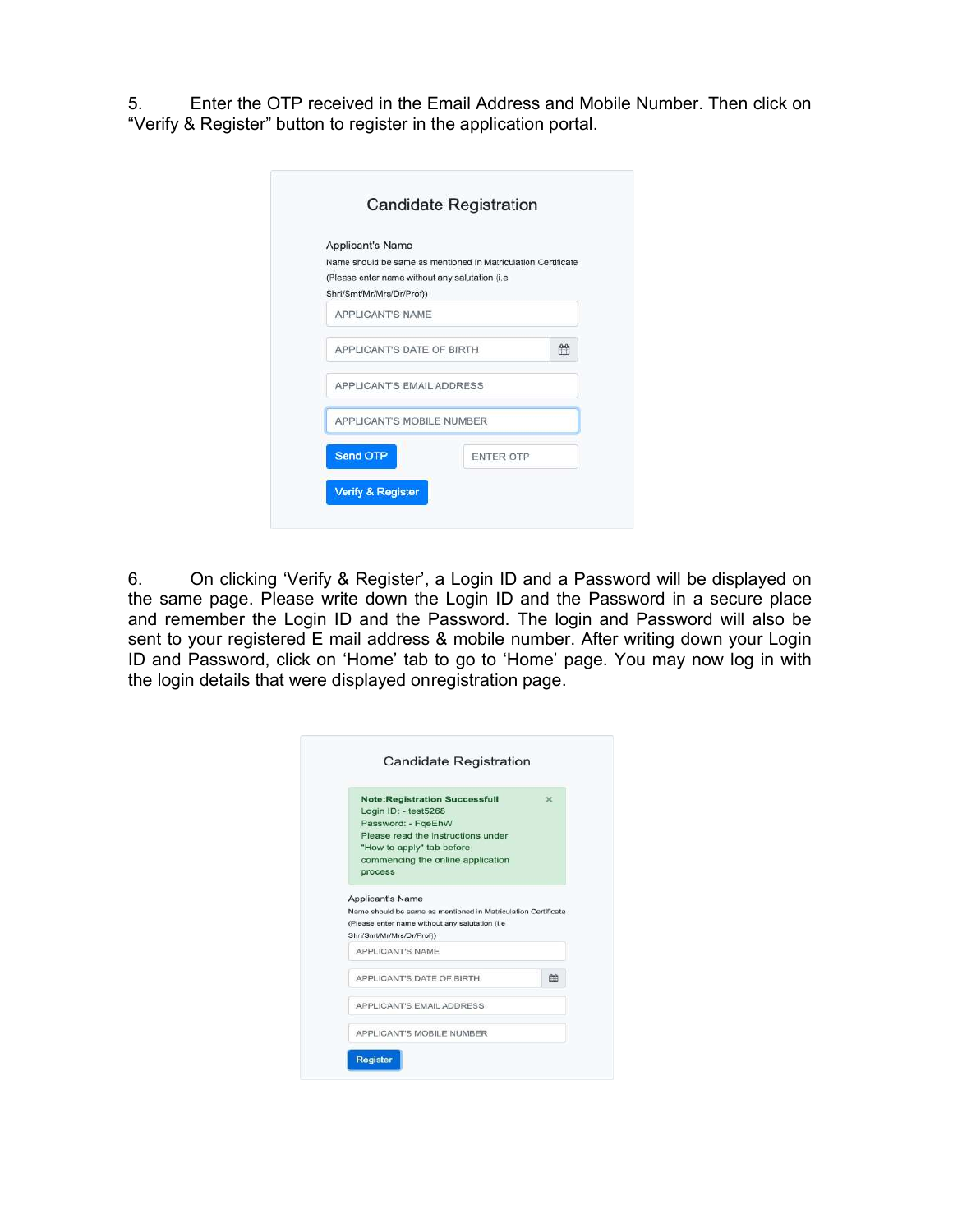5. Enter the OTP received in the Email Address and Mobile Number. Then click on "Verify & Register" button to register in the application portal.

Candidate Registration

Applicant's Name

Name should be same as mentioned in Matriculation Certificate (Please enter name without any salutation (i.e Shri/Smt/Mr/Mrs/Dr/Prof))

APPLICANT'S NAME

APPLICANT'S DATE OF BIRTH

APPLICANT'S EMAIL ADDRESS

APPLICANT'S MOBILE NUMBER

Send OTP ENTER OTP

Verify & Register

6. On clicking 'Verify & Register', a Login ID and a Password will be displayed on the same page. Please write down the Login ID and the Password in a secure place and remember the Login ID and the Password. The login and Password will also be sent to your registered E mail address & mobile number. After writing down your Login ID and Password, click on 'Home' tab to go to 'Home' page. You may now log in with the login details that were displayed onregistration page.

Candidate Registration

**Note:Registration Successfull**
Login ID: - test5268
Password: - FqeEhW
Please read the instructions under "How to apply" tab before commencing the online application process

Applicant's Name

Name should be same as mentioned in Matriculation Certificate (Please enter name without any salutation (i.e Shri/Smt/Mr/Mrs/Dr/Prof))

APPLICANT'S NAME

APPLICANT'S DATE OF BIRTH

APPLICANT'S EMAIL ADDRESS

APPLICANT'S MOBILE NUMBER

Register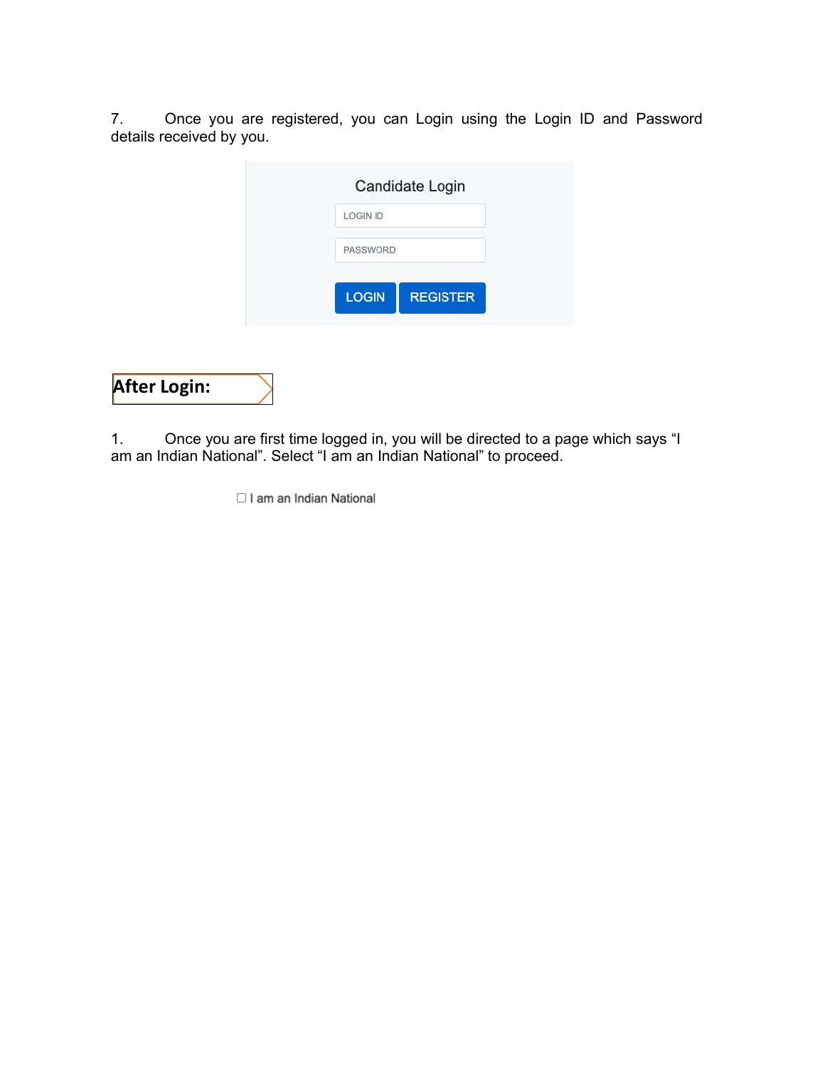7. Once you are registered, you can Login using the Login ID and Password details received by you.

Candidate Login

LOGIN ID

PASSWORD

LOGIN REGISTER

## After Login:

1. Once you are first time logged in, you will be directed to a page which says "I am an Indian National". Select "I am an Indian National" to proceed.

☐ I am an Indian National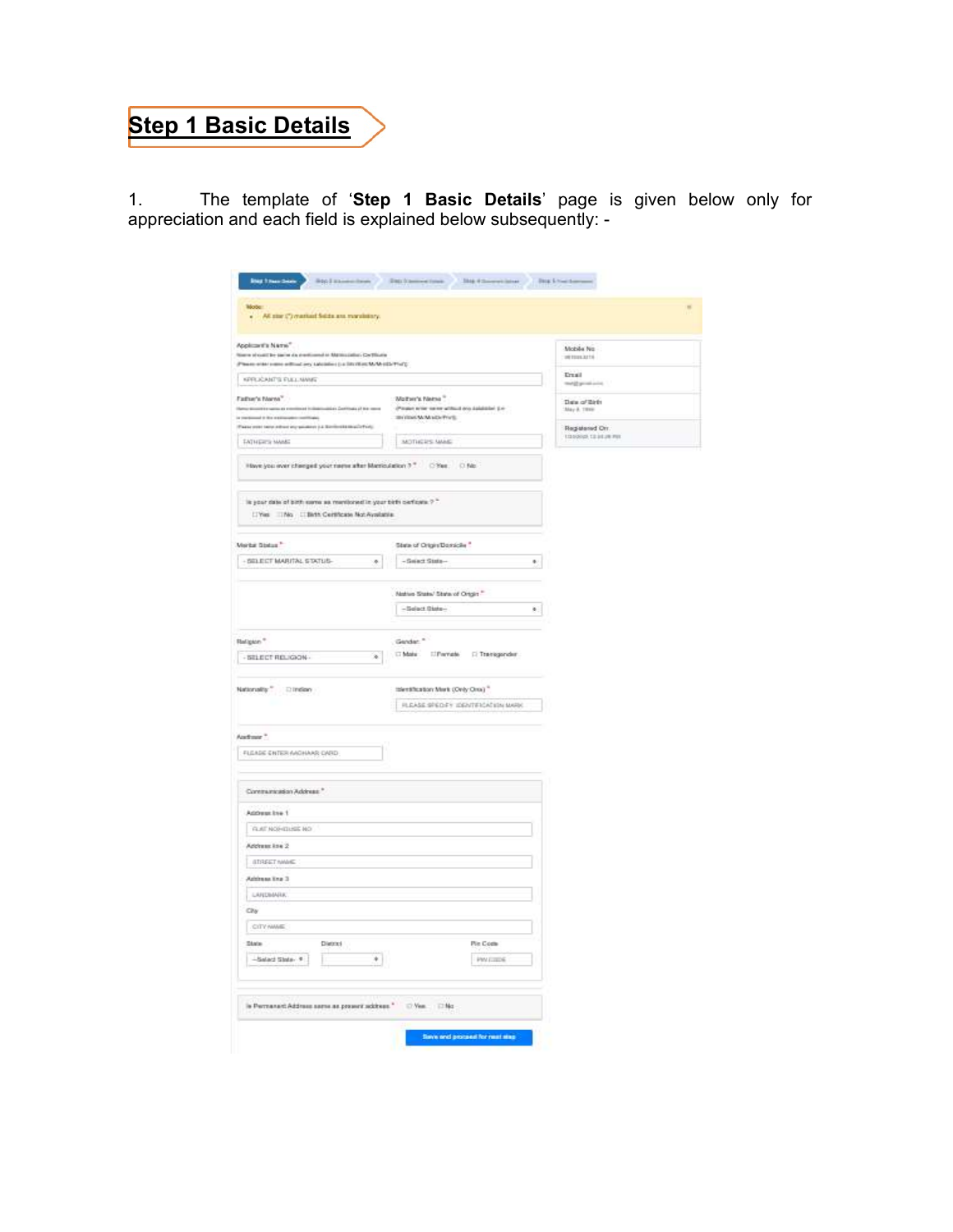# Step 1 Basic Details

1. The template of '**Step 1 Basic Details**' page is given below only for appreciation and each field is explained below subsequently: -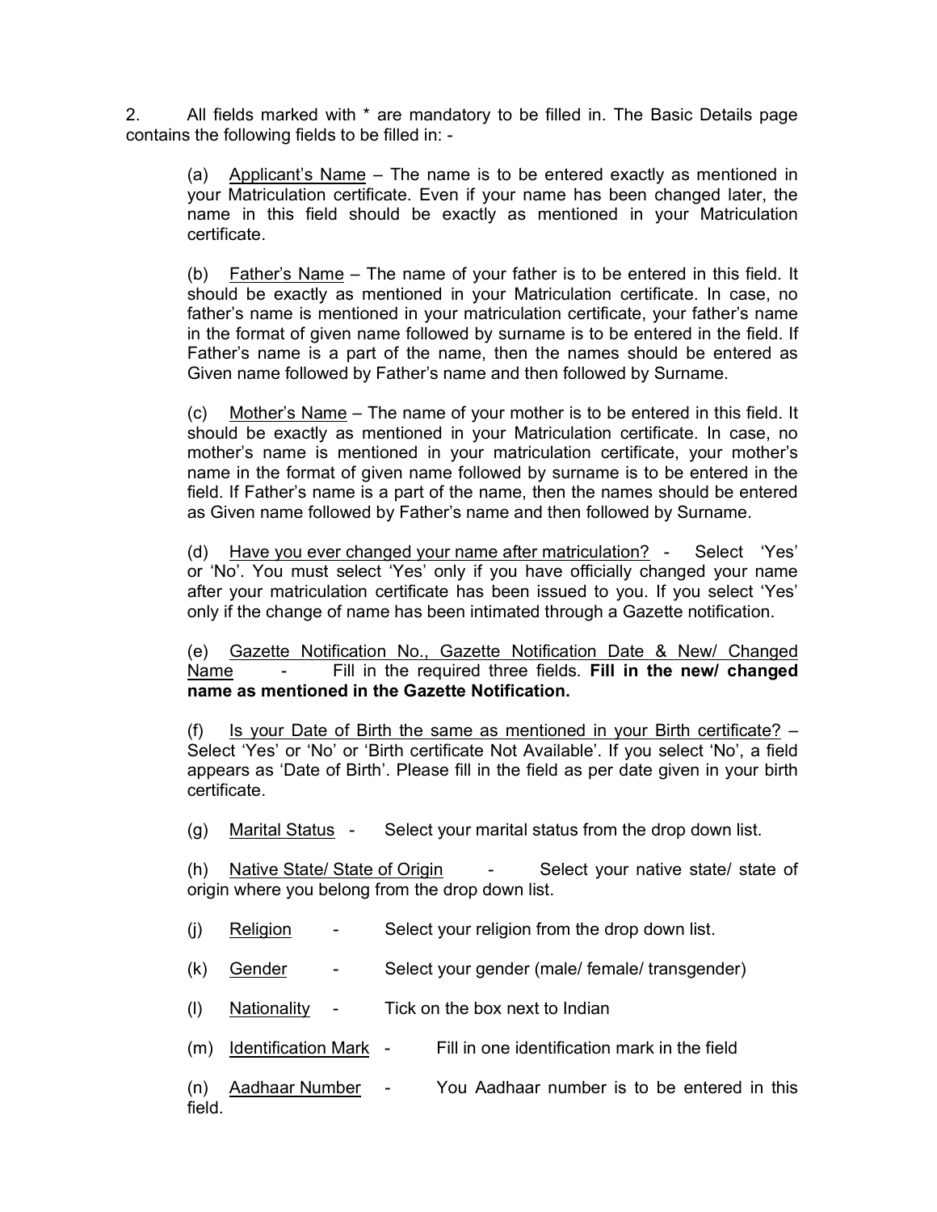2. All fields marked with * are mandatory to be filled in. The Basic Details page contains the following fields to be filled in: -

(a) Applicant's Name – The name is to be entered exactly as mentioned in your Matriculation certificate. Even if your name has been changed later, the name in this field should be exactly as mentioned in your Matriculation certificate.

(b) Father's Name – The name of your father is to be entered in this field. It should be exactly as mentioned in your Matriculation certificate. In case, no father's name is mentioned in your matriculation certificate, your father's name in the format of given name followed by surname is to be entered in the field. If Father's name is a part of the name, then the names should be entered as Given name followed by Father's name and then followed by Surname.

(c) Mother's Name – The name of your mother is to be entered in this field. It should be exactly as mentioned in your Matriculation certificate. In case, no mother's name is mentioned in your matriculation certificate, your mother's name in the format of given name followed by surname is to be entered in the field. If Father's name is a part of the name, then the names should be entered as Given name followed by Father's name and then followed by Surname.

(d) Have you ever changed your name after matriculation? - Select 'Yes' or 'No'. You must select 'Yes' only if you have officially changed your name after your matriculation certificate has been issued to you. If you select 'Yes' only if the change of name has been intimated through a Gazette notification.

(e) Gazette Notification No., Gazette Notification Date & New/ Changed Name - Fill in the required three fields. **Fill in the new/ changed name as mentioned in the Gazette Notification.**

(f) Is your Date of Birth the same as mentioned in your Birth certificate? – Select 'Yes' or 'No' or 'Birth certificate Not Available'. If you select 'No', a field appears as 'Date of Birth'. Please fill in the field as per date given in your birth certificate.

(g) Marital Status - Select your marital status from the drop down list.

(h) Native State/ State of Origin - Select your native state/ state of origin where you belong from the drop down list.

(j) Religion - Select your religion from the drop down list.

(k) Gender - Select your gender (male/ female/ transgender)

(l) Nationality - Tick on the box next to Indian

(m) Identification Mark - Fill in one identification mark in the field

(n) Aadhaar Number - You Aadhaar number is to be entered in this field.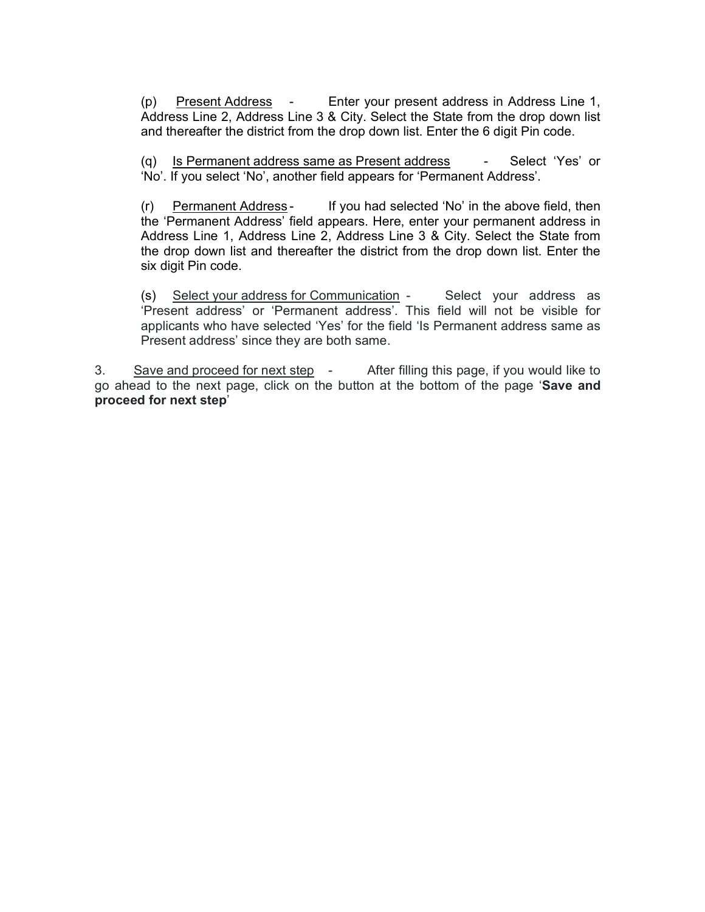(p) Present Address - Enter your present address in Address Line 1, Address Line 2, Address Line 3 & City. Select the State from the drop down list and thereafter the district from the drop down list. Enter the 6 digit Pin code.

(q) Is Permanent address same as Present address - Select 'Yes' or 'No'. If you select 'No', another field appears for 'Permanent Address'.

(r) Permanent Address - If you had selected 'No' in the above field, then the 'Permanent Address' field appears. Here, enter your permanent address in Address Line 1, Address Line 2, Address Line 3 & City. Select the State from the drop down list and thereafter the district from the drop down list. Enter the six digit Pin code.

(s) Select your address for Communication - Select your address as 'Present address' or 'Permanent address'. This field will not be visible for applicants who have selected 'Yes' for the field 'Is Permanent address same as Present address' since they are both same.

3. Save and proceed for next step - After filling this page, if you would like to go ahead to the next page, click on the button at the bottom of the page '**Save and proceed for next step**'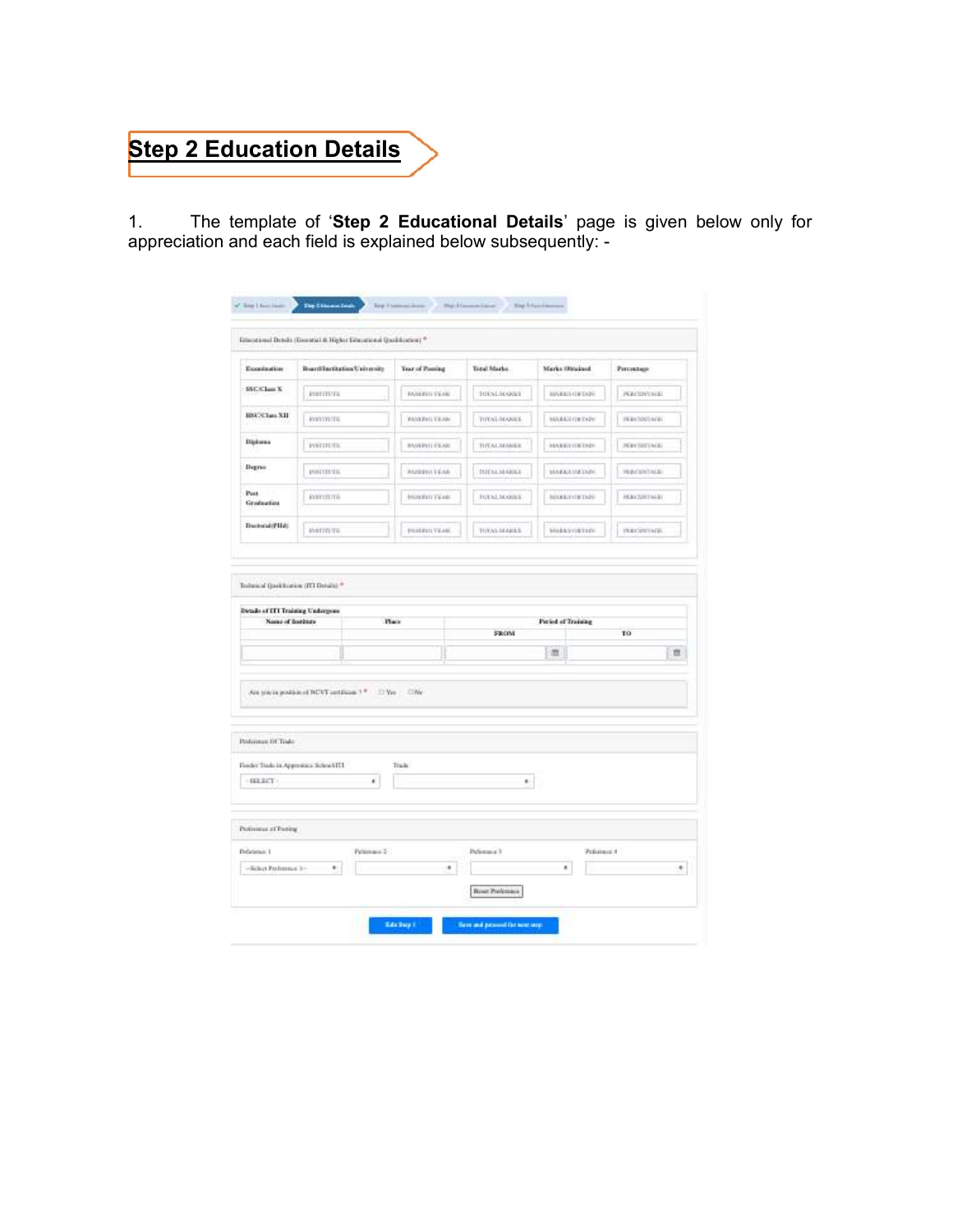# Step 2 Education Details

1. The template of '**Step 2 Educational Details**' page is given below only for appreciation and each field is explained below subsequently: -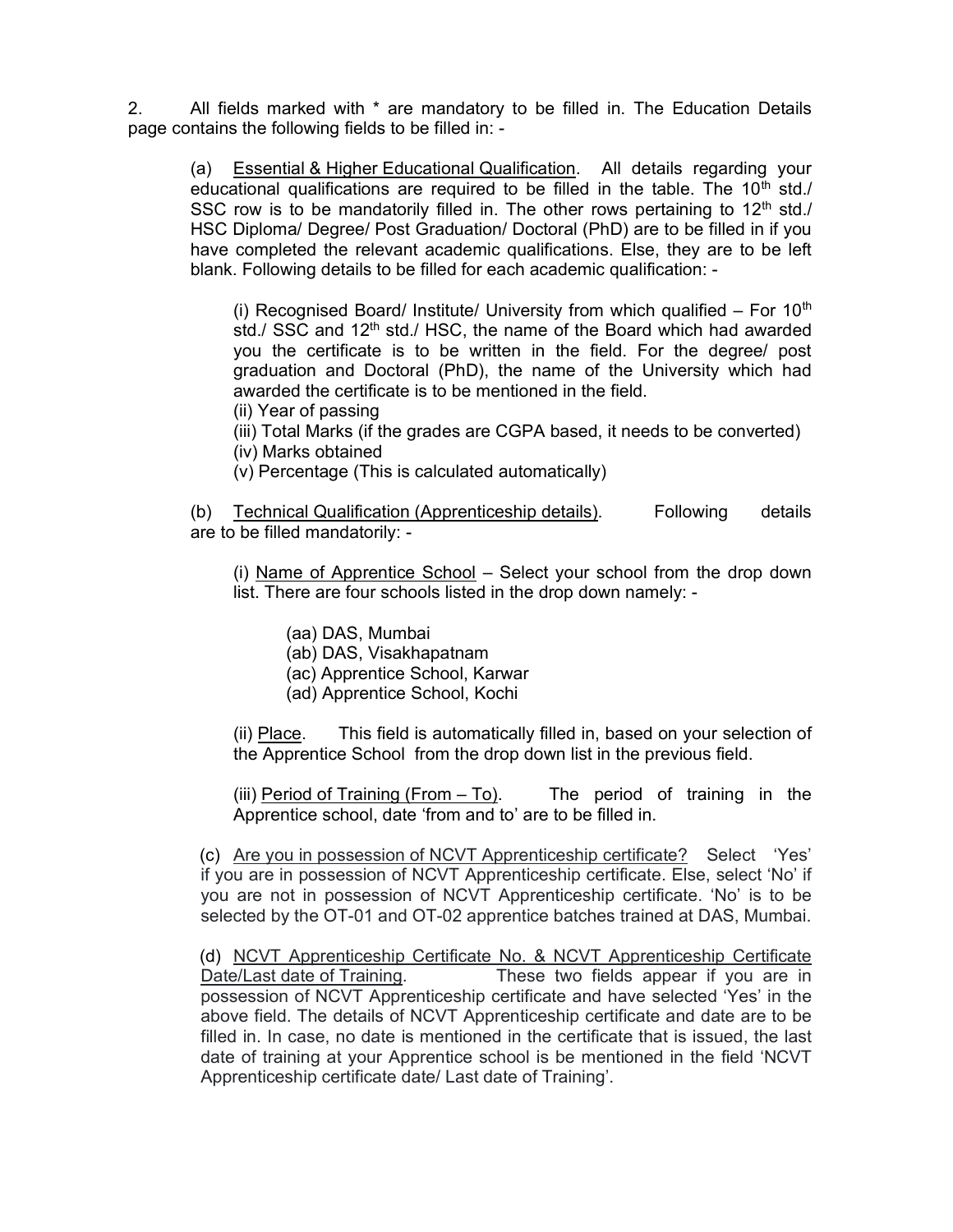2. All fields marked with * are mandatory to be filled in. The Education Details page contains the following fields to be filled in: -

(a) Essential & Higher Educational Qualification. All details regarding your educational qualifications are required to be filled in the table. The 10th std./ SSC row is to be mandatorily filled in. The other rows pertaining to 12th std./ HSC Diploma/ Degree/ Post Graduation/ Doctoral (PhD) are to be filled in if you have completed the relevant academic qualifications. Else, they are to be left blank. Following details to be filled for each academic qualification: -

(i) Recognised Board/ Institute/ University from which qualified – For 10th std./ SSC and 12th std./ HSC, the name of the Board which had awarded you the certificate is to be written in the field. For the degree/ post graduation and Doctoral (PhD), the name of the University which had awarded the certificate is to be mentioned in the field.
(ii) Year of passing
(iii) Total Marks (if the grades are CGPA based, it needs to be converted)
(iv) Marks obtained
(v) Percentage (This is calculated automatically)

(b) Technical Qualification (Apprenticeship details). Following details are to be filled mandatorily: -

(i) Name of Apprentice School – Select your school from the drop down list. There are four schools listed in the drop down namely: -

(aa) DAS, Mumbai
(ab) DAS, Visakhapatnam
(ac) Apprentice School, Karwar
(ad) Apprentice School, Kochi

(ii) Place. This field is automatically filled in, based on your selection of the Apprentice School from the drop down list in the previous field.

(iii) Period of Training (From – To). The period of training in the Apprentice school, date 'from and to' are to be filled in.

(c) Are you in possession of NCVT Apprenticeship certificate? Select 'Yes' if you are in possession of NCVT Apprenticeship certificate. Else, select 'No' if you are not in possession of NCVT Apprenticeship certificate. 'No' is to be selected by the OT-01 and OT-02 apprentice batches trained at DAS, Mumbai.

(d) NCVT Apprenticeship Certificate No. & NCVT Apprenticeship Certificate Date/Last date of Training. These two fields appear if you are in possession of NCVT Apprenticeship certificate and have selected 'Yes' in the above field. The details of NCVT Apprenticeship certificate and date are to be filled in. In case, no date is mentioned in the certificate that is issued, the last date of training at your Apprentice school is be mentioned in the field 'NCVT Apprenticeship certificate date/ Last date of Training'.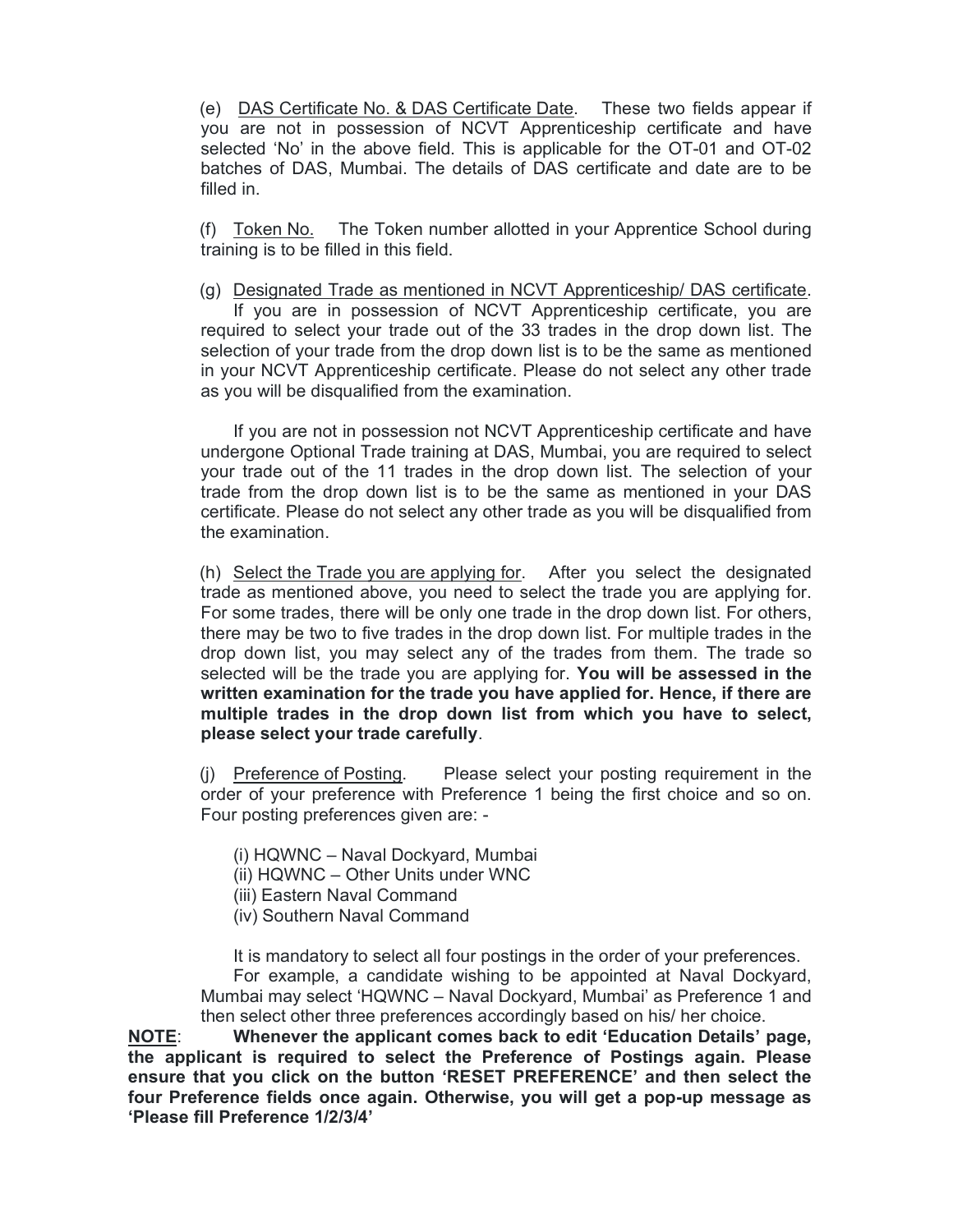(e) <u>DAS Certificate No. & DAS Certificate Date</u>. These two fields appear if you are not in possession of NCVT Apprenticeship certificate and have selected 'No' in the above field. This is applicable for the OT-01 and OT-02 batches of DAS, Mumbai. The details of DAS certificate and date are to be filled in.

(f) <u>Token No.</u> The Token number allotted in your Apprentice School during training is to be filled in this field.

(g) <u>Designated Trade as mentioned in NCVT Apprenticeship/ DAS certificate</u>. If you are in possession of NCVT Apprenticeship certificate, you are required to select your trade out of the 33 trades in the drop down list. The selection of your trade from the drop down list is to be the same as mentioned in your NCVT Apprenticeship certificate. Please do not select any other trade as you will be disqualified from the examination.

If you are not in possession not NCVT Apprenticeship certificate and have undergone Optional Trade training at DAS, Mumbai, you are required to select your trade out of the 11 trades in the drop down list. The selection of your trade from the drop down list is to be the same as mentioned in your DAS certificate. Please do not select any other trade as you will be disqualified from the examination.

(h) <u>Select the Trade you are applying for</u>. After you select the designated trade as mentioned above, you need to select the trade you are applying for. For some trades, there will be only one trade in the drop down list. For others, there may be two to five trades in the drop down list. For multiple trades in the drop down list, you may select any of the trades from them. The trade so selected will be the trade you are applying for. **You will be assessed in the written examination for the trade you have applied for. Hence, if there are multiple trades in the drop down list from which you have to select, please select your trade carefully**.

(j) <u>Preference of Posting</u>. Please select your posting requirement in the order of your preference with Preference 1 being the first choice and so on. Four posting preferences given are: -

(i) HQWNC – Naval Dockyard, Mumbai
(ii) HQWNC – Other Units under WNC
(iii) Eastern Naval Command
(iv) Southern Naval Command

It is mandatory to select all four postings in the order of your preferences.

For example, a candidate wishing to be appointed at Naval Dockyard, Mumbai may select 'HQWNC – Naval Dockyard, Mumbai' as Preference 1 and then select other three preferences accordingly based on his/ her choice.

**<u>NOTE</u>: Whenever the applicant comes back to edit 'Education Details' page, the applicant is required to select the Preference of Postings again. Please ensure that you click on the button 'RESET PREFERENCE' and then select the four Preference fields once again. Otherwise, you will get a pop-up message as 'Please fill Preference 1/2/3/4'**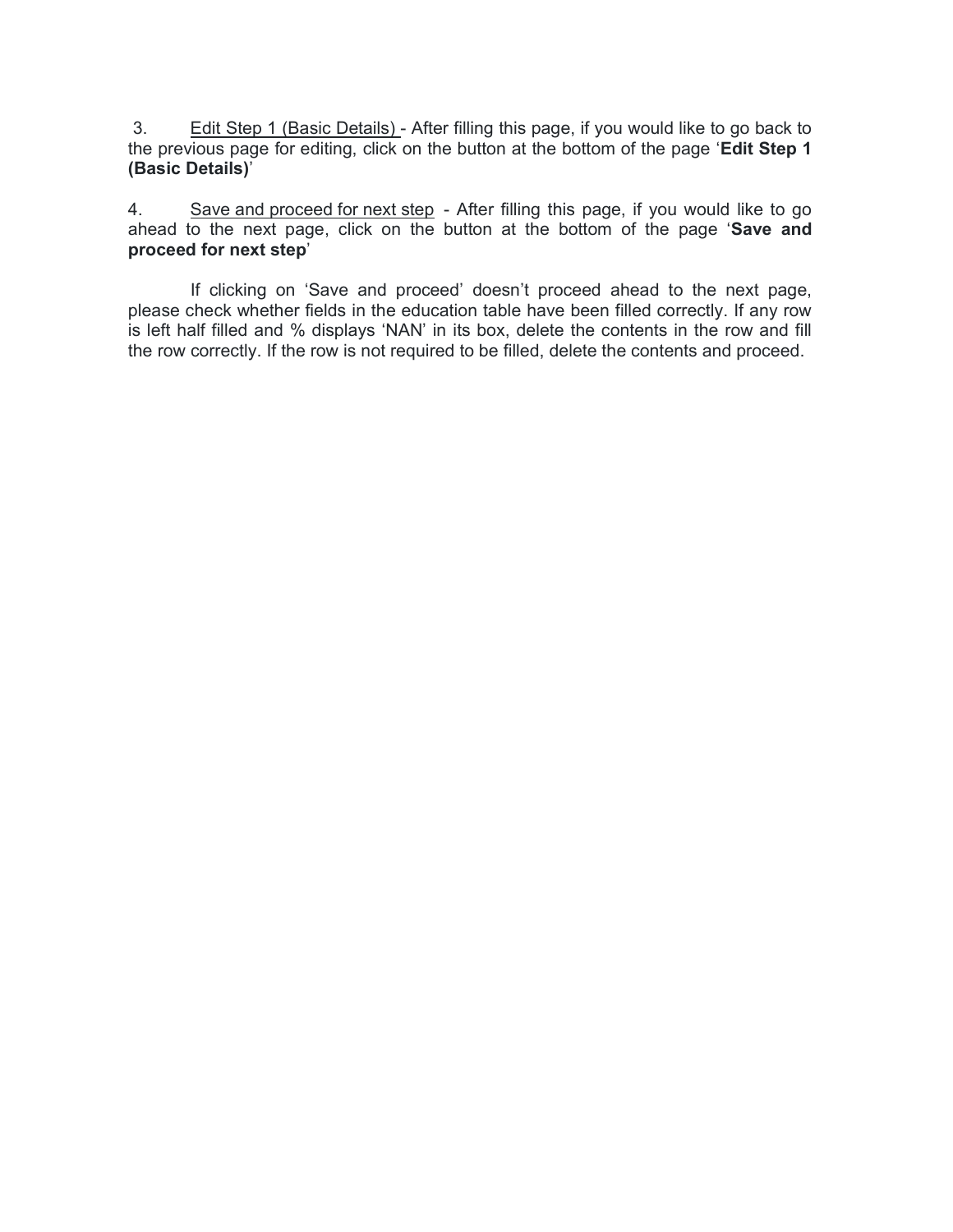3. <u>Edit Step 1 (Basic Details)</u> - After filling this page, if you would like to go back to the previous page for editing, click on the button at the bottom of the page '**Edit Step 1 (Basic Details)**'

4. <u>Save and proceed for next step</u> - After filling this page, if you would like to go ahead to the next page, click on the button at the bottom of the page '**Save and proceed for next step**'

If clicking on 'Save and proceed' doesn't proceed ahead to the next page, please check whether fields in the education table have been filled correctly. If any row is left half filled and % displays 'NAN' in its box, delete the contents in the row and fill the row correctly. If the row is not required to be filled, delete the contents and proceed.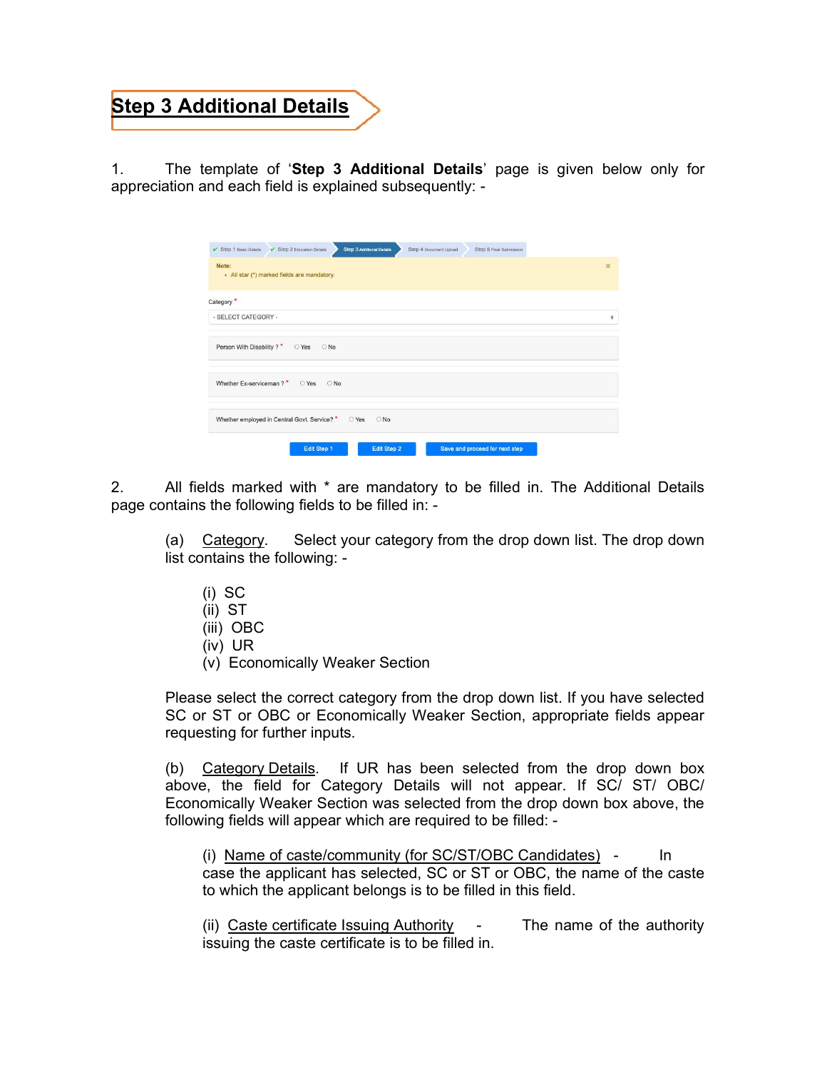# Step 3 Additional Details

1. The template of '**Step 3 Additional Details**' page is given below only for appreciation and each field is explained subsequently: -

2. All fields marked with * are mandatory to be filled in. The Additional Details page contains the following fields to be filled in: -

(a) Category. Select your category from the drop down list. The drop down list contains the following: -

(i) SC
(ii) ST
(iii) OBC
(iv) UR
(v) Economically Weaker Section

Please select the correct category from the drop down list. If you have selected SC or ST or OBC or Economically Weaker Section, appropriate fields appear requesting for further inputs.

(b) Category Details. If UR has been selected from the drop down box above, the field for Category Details will not appear. If SC/ ST/ OBC/ Economically Weaker Section was selected from the drop down box above, the following fields will appear which are required to be filled: -

(i) Name of caste/community (for SC/ST/OBC Candidates) - In case the applicant has selected, SC or ST or OBC, the name of the caste to which the applicant belongs is to be filled in this field.

(ii) Caste certificate Issuing Authority - The name of the authority issuing the caste certificate is to be filled in.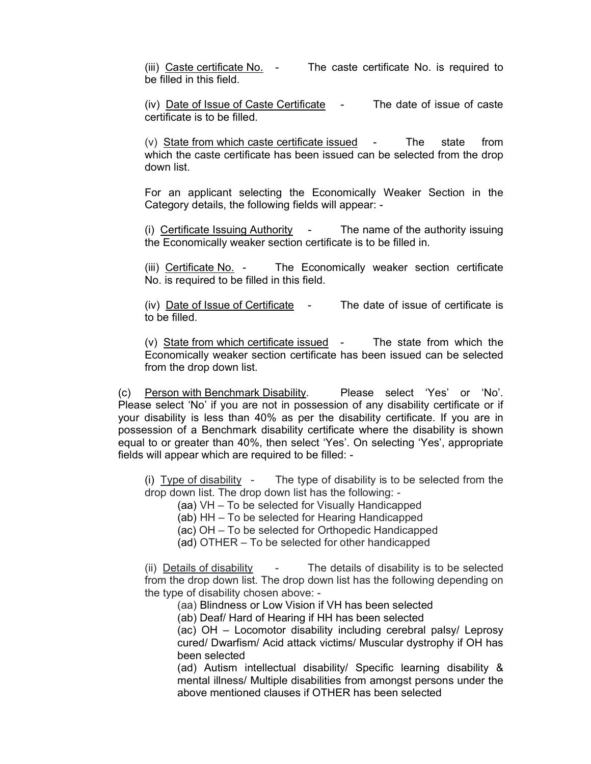(iii) Caste certificate No. - The caste certificate No. is required to be filled in this field.

(iv) Date of Issue of Caste Certificate - The date of issue of caste certificate is to be filled.

(v) State from which caste certificate issued - The state from which the caste certificate has been issued can be selected from the drop down list.

For an applicant selecting the Economically Weaker Section in the Category details, the following fields will appear: -

(i) Certificate Issuing Authority - The name of the authority issuing the Economically weaker section certificate is to be filled in.

(iii) Certificate No. - The Economically weaker section certificate No. is required to be filled in this field.

(iv) Date of Issue of Certificate - The date of issue of certificate is to be filled.

(v) State from which certificate issued - The state from which the Economically weaker section certificate has been issued can be selected from the drop down list.

(c) Person with Benchmark Disability. Please select 'Yes' or 'No'. Please select 'No' if you are not in possession of any disability certificate or if your disability is less than 40% as per the disability certificate. If you are in possession of a Benchmark disability certificate where the disability is shown equal to or greater than 40%, then select 'Yes'. On selecting 'Yes', appropriate fields will appear which are required to be filled: -

(i) Type of disability - The type of disability is to be selected from the drop down list. The drop down list has the following: -

(aa) VH – To be selected for Visually Handicapped
(ab) HH – To be selected for Hearing Handicapped
(ac) OH – To be selected for Orthopedic Handicapped
(ad) OTHER – To be selected for other handicapped

(ii) Details of disability - The details of disability is to be selected from the drop down list. The drop down list has the following depending on the type of disability chosen above: -

(aa) Blindness or Low Vision if VH has been selected
(ab) Deaf/ Hard of Hearing if HH has been selected
(ac) OH – Locomotor disability including cerebral palsy/ Leprosy cured/ Dwarfism/ Acid attack victims/ Muscular dystrophy if OH has been selected
(ad) Autism intellectual disability/ Specific learning disability & mental illness/ Multiple disabilities from amongst persons under the above mentioned clauses if OTHER has been selected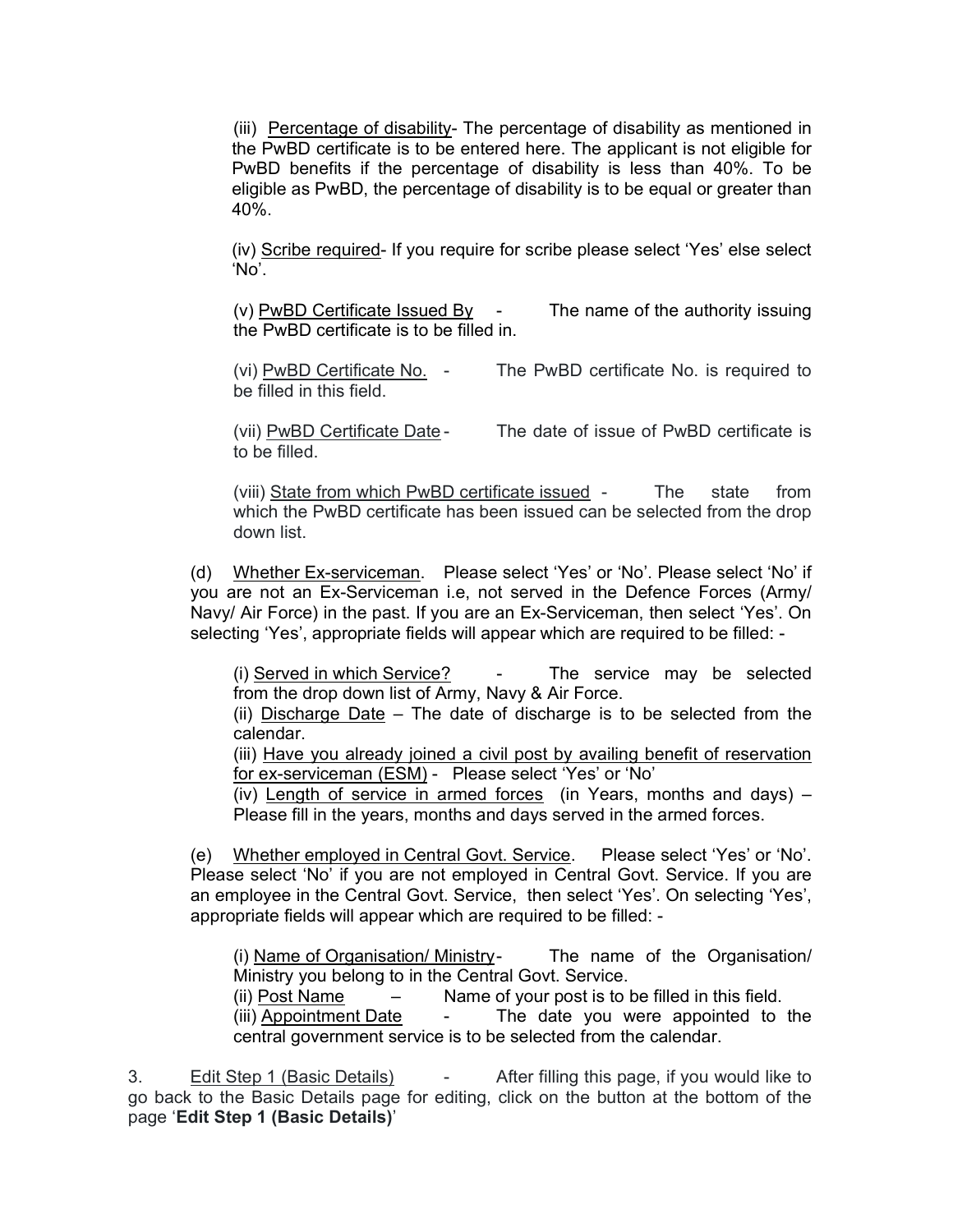(iii) Percentage of disability- The percentage of disability as mentioned in the PwBD certificate is to be entered here. The applicant is not eligible for PwBD benefits if the percentage of disability is less than 40%. To be eligible as PwBD, the percentage of disability is to be equal or greater than 40%.

(iv) Scribe required- If you require for scribe please select 'Yes' else select 'No'.

(v) PwBD Certificate Issued By - The name of the authority issuing the PwBD certificate is to be filled in.

(vi) PwBD Certificate No. - The PwBD certificate No. is required to be filled in this field.

(vii) PwBD Certificate Date - The date of issue of PwBD certificate is to be filled.

(viii) State from which PwBD certificate issued - The state from which the PwBD certificate has been issued can be selected from the drop down list.

(d) Whether Ex-serviceman. Please select 'Yes' or 'No'. Please select 'No' if you are not an Ex-Serviceman i.e, not served in the Defence Forces (Army/ Navy/ Air Force) in the past. If you are an Ex-Serviceman, then select 'Yes'. On selecting 'Yes', appropriate fields will appear which are required to be filled: -

(i) Served in which Service? - The service may be selected from the drop down list of Army, Navy & Air Force.
(ii) Discharge Date – The date of discharge is to be selected from the calendar.
(iii) Have you already joined a civil post by availing benefit of reservation for ex-serviceman (ESM) - Please select 'Yes' or 'No'
(iv) Length of service in armed forces (in Years, months and days) – Please fill in the years, months and days served in the armed forces.

(e) Whether employed in Central Govt. Service. Please select 'Yes' or 'No'. Please select 'No' if you are not employed in Central Govt. Service. If you are an employee in the Central Govt. Service, then select 'Yes'. On selecting 'Yes', appropriate fields will appear which are required to be filled: -

(i) Name of Organisation/ Ministry - The name of the Organisation/ Ministry you belong to in the Central Govt. Service.
(ii) Post Name – Name of your post is to be filled in this field.
(iii) Appointment Date - The date you were appointed to the central government service is to be selected from the calendar.

3. Edit Step 1 (Basic Details) - After filling this page, if you would like to go back to the Basic Details page for editing, click on the button at the bottom of the page '**Edit Step 1 (Basic Details)**'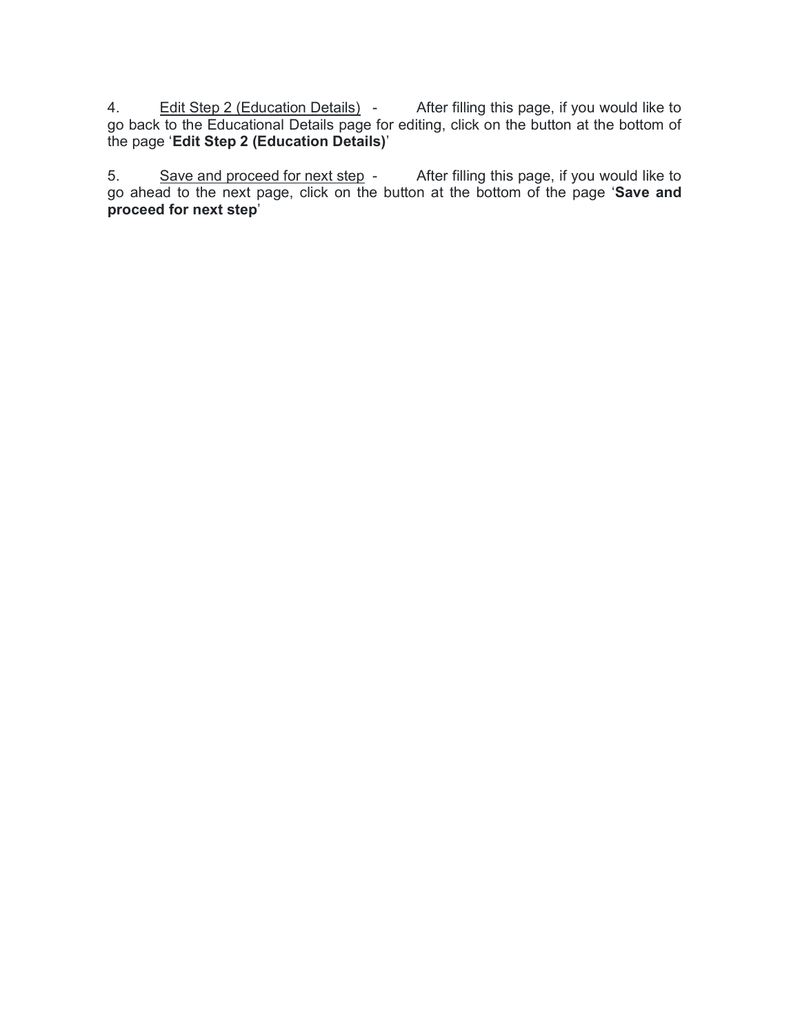4. <u>Edit Step 2 (Education Details)</u> - After filling this page, if you would like to go back to the Educational Details page for editing, click on the button at the bottom of the page '**Edit Step 2 (Education Details)**'

5. <u>Save and proceed for next step</u> - After filling this page, if you would like to go ahead to the next page, click on the button at the bottom of the page '**Save and proceed for next step**'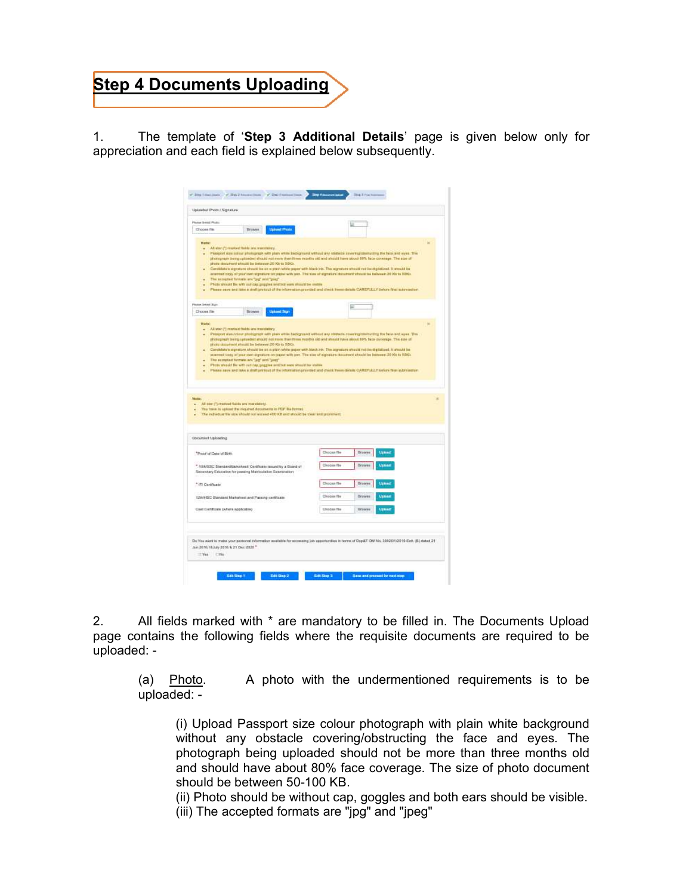# Step 4 Documents Uploading

1. The template of '**Step 3 Additional Details**' page is given below only for appreciation and each field is explained below subsequently.

2. All fields marked with * are mandatory to be filled in. The Documents Upload page contains the following fields where the requisite documents are required to be uploaded: -

(a) Photo. A photo with the undermentioned requirements is to be uploaded: -

(i) Upload Passport size colour photograph with plain white background without any obstacle covering/obstructing the face and eyes. The photograph being uploaded should not be more than three months old and should have about 80% face coverage. The size of photo document should be between 50-100 KB.
(ii) Photo should be without cap, goggles and both ears should be visible.
(iii) The accepted formats are "jpg" and "jpeg"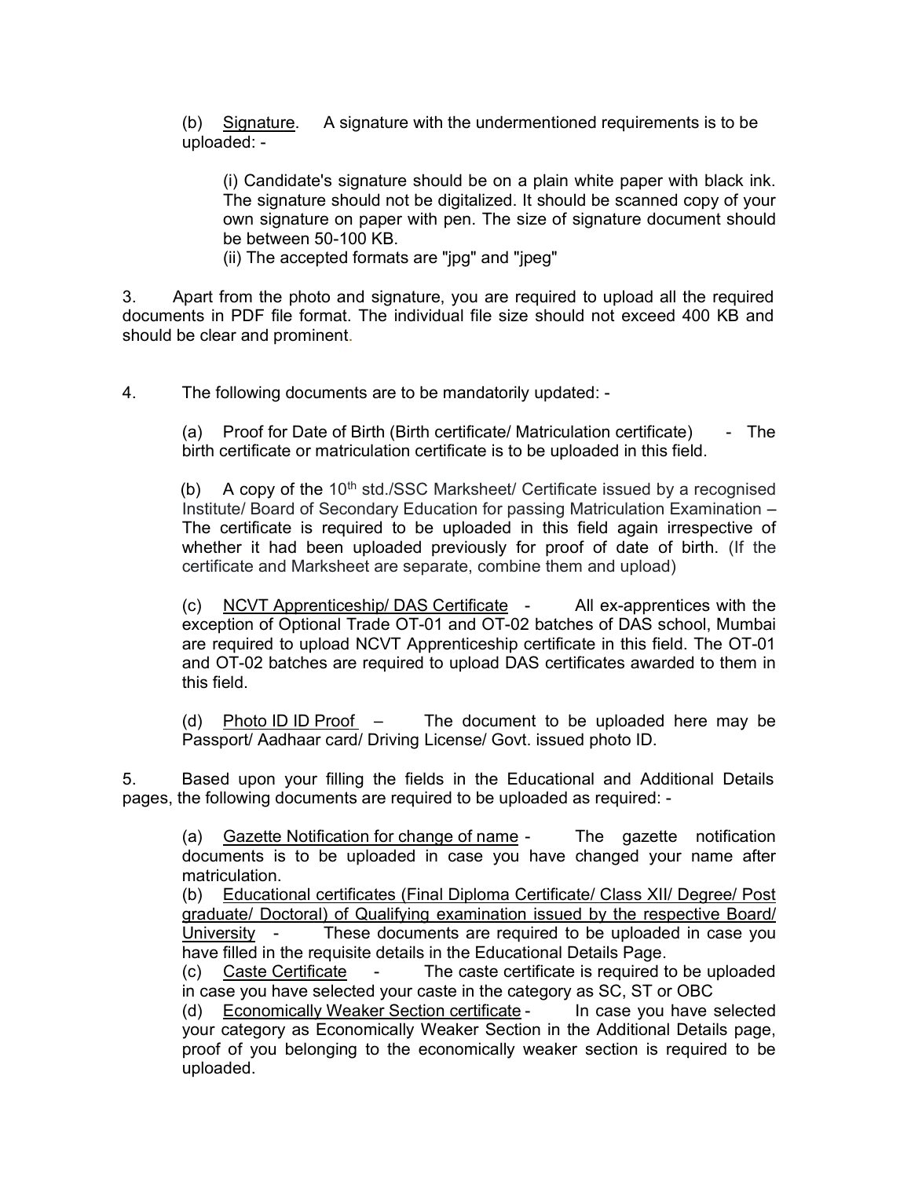(b) Signature. A signature with the undermentioned requirements is to be uploaded: -

(i) Candidate's signature should be on a plain white paper with black ink. The signature should not be digitalized. It should be scanned copy of your own signature on paper with pen. The size of signature document should be between 50-100 KB.
(ii) The accepted formats are "jpg" and "jpeg"

3. Apart from the photo and signature, you are required to upload all the required documents in PDF file format. The individual file size should not exceed 400 KB and should be clear and prominent.

4. The following documents are to be mandatorily updated: -

(a) Proof for Date of Birth (Birth certificate/ Matriculation certificate) - The birth certificate or matriculation certificate is to be uploaded in this field.

(b) A copy of the 10th std./SSC Marksheet/ Certificate issued by a recognised Institute/ Board of Secondary Education for passing Matriculation Examination – The certificate is required to be uploaded in this field again irrespective of whether it had been uploaded previously for proof of date of birth. (If the certificate and Marksheet are separate, combine them and upload)

(c) NCVT Apprenticeship/ DAS Certificate - All ex-apprentices with the exception of Optional Trade OT-01 and OT-02 batches of DAS school, Mumbai are required to upload NCVT Apprenticeship certificate in this field. The OT-01 and OT-02 batches are required to upload DAS certificates awarded to them in this field.

(d) Photo ID ID Proof – The document to be uploaded here may be Passport/ Aadhaar card/ Driving License/ Govt. issued photo ID.

5. Based upon your filling the fields in the Educational and Additional Details pages, the following documents are required to be uploaded as required: -

(a) Gazette Notification for change of name - The gazette notification documents is to be uploaded in case you have changed your name after matriculation.
(b) Educational certificates (Final Diploma Certificate/ Class XII/ Degree/ Post graduate/ Doctoral) of Qualifying examination issued by the respective Board/ University - These documents are required to be uploaded in case you have filled in the requisite details in the Educational Details Page.
(c) Caste Certificate - The caste certificate is required to be uploaded in case you have selected your caste in the category as SC, ST or OBC
(d) Economically Weaker Section certificate - In case you have selected your category as Economically Weaker Section in the Additional Details page, proof of you belonging to the economically weaker section is required to be uploaded.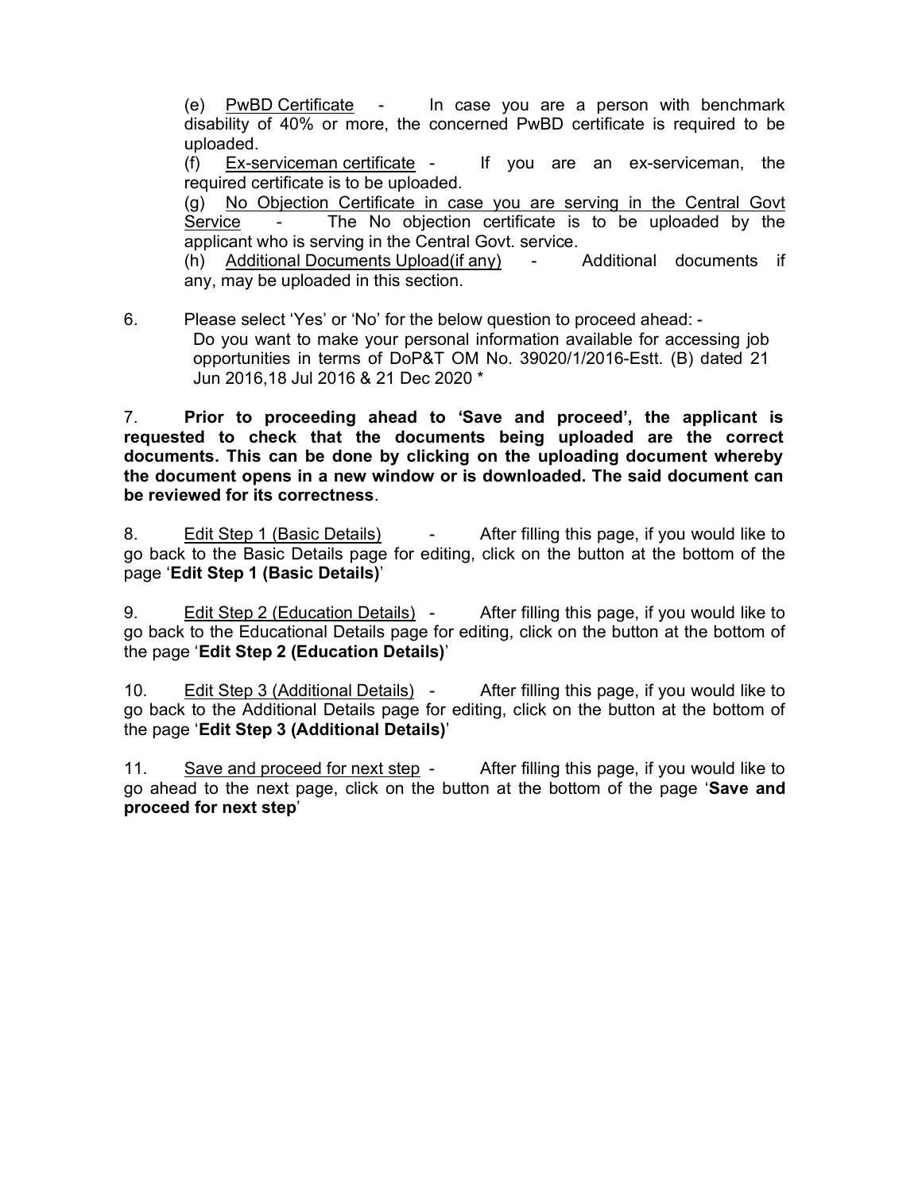(e) <u>PwBD Certificate</u> - In case you are a person with benchmark disability of 40% or more, the concerned PwBD certificate is required to be uploaded.

(f) <u>Ex-serviceman certificate</u> - If you are an ex-serviceman, the required certificate is to be uploaded.

(g) <u>No Objection Certificate in case you are serving in the Central Govt Service</u> - The No objection certificate is to be uploaded by the applicant who is serving in the Central Govt. service.

(h) <u>Additional Documents Upload(if any)</u> - Additional documents if any, may be uploaded in this section.

6. Please select 'Yes' or 'No' for the below question to proceed ahead: -
   Do you want to make your personal information available for accessing job opportunities in terms of DoP&T OM No. 39020/1/2016-Estt. (B) dated 21 Jun 2016,18 Jul 2016 & 21 Dec 2020 *

7. **Prior to proceeding ahead to 'Save and proceed', the applicant is requested to check that the documents being uploaded are the correct documents. This can be done by clicking on the uploading document whereby the document opens in a new window or is downloaded. The said document can be reviewed for its correctness**.

8. <u>Edit Step 1 (Basic Details)</u> - After filling this page, if you would like to go back to the Basic Details page for editing, click on the button at the bottom of the page '**Edit Step 1 (Basic Details)**'

9. <u>Edit Step 2 (Education Details)</u> - After filling this page, if you would like to go back to the Educational Details page for editing, click on the button at the bottom of the page '**Edit Step 2 (Education Details)**'

10. <u>Edit Step 3 (Additional Details)</u> - After filling this page, if you would like to go back to the Additional Details page for editing, click on the button at the bottom of the page '**Edit Step 3 (Additional Details)**'

11. <u>Save and proceed for next step</u> - After filling this page, if you would like to go ahead to the next page, click on the button at the bottom of the page '**Save and proceed for next step**'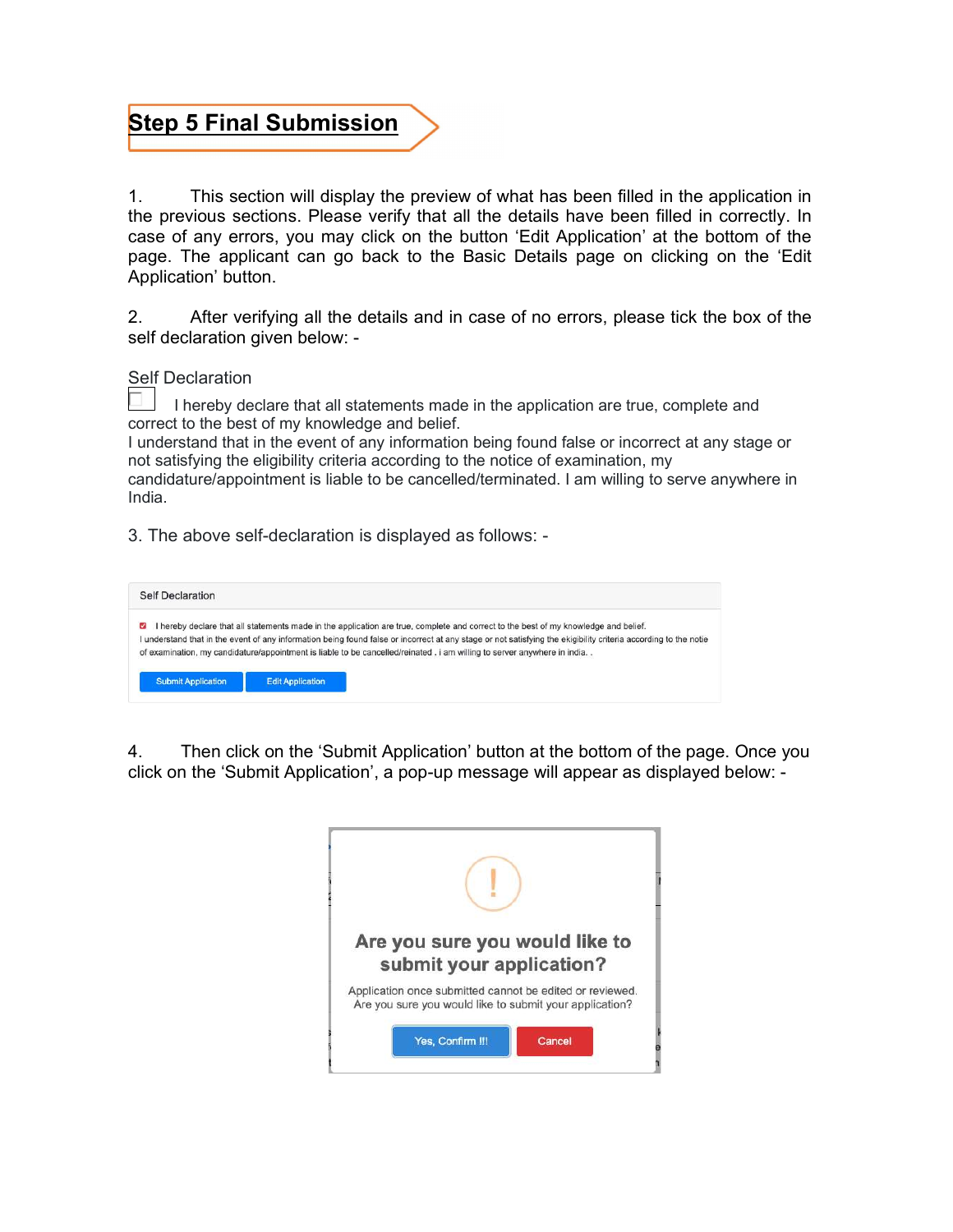## Step 5 Final Submission

1. This section will display the preview of what has been filled in the application in the previous sections. Please verify that all the details have been filled in correctly. In case of any errors, you may click on the button 'Edit Application' at the bottom of the page. The applicant can go back to the Basic Details page on clicking on the 'Edit Application' button.

2. After verifying all the details and in case of no errors, please tick the box of the self declaration given below: -

Self Declaration

☐ I hereby declare that all statements made in the application are true, complete and correct to the best of my knowledge and belief.
I understand that in the event of any information being found false or incorrect at any stage or not satisfying the eligibility criteria according to the notice of examination, my candidature/appointment is liable to be cancelled/terminated. I am willing to serve anywhere in India.

3. The above self-declaration is displayed as follows: -

Self Declaration

☑ I hereby declare that all statements made in the application are true, complete and correct to the best of my knowledge and belief.
I understand that in the event of any information being found false or incorrect at any stage or not satisfying the ekigibility criteria according to the notie of examination, my candidature/appointment is liable to be cancelled/reinated . i am willing to server anywhere in india. .

Submit Application | Edit Application

4. Then click on the 'Submit Application' button at the bottom of the page. Once you click on the 'Submit Application', a pop-up message will appear as displayed below: -

!

Are you sure you would like to submit your application?

Application once submitted cannot be edited or reviewed.
Are you sure you would like to submit your application?

Yes, Confirm !!! | Cancel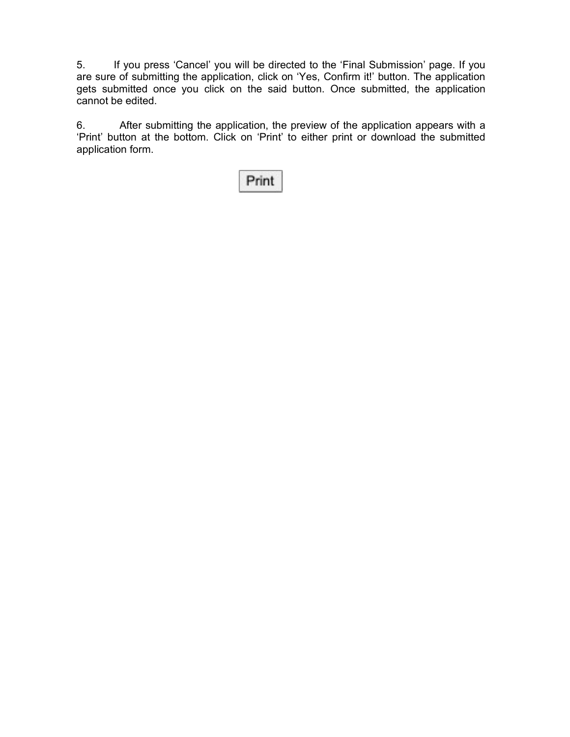5. If you press 'Cancel' you will be directed to the 'Final Submission' page. If you are sure of submitting the application, click on 'Yes, Confirm it!' button. The application gets submitted once you click on the said button. Once submitted, the application cannot be edited.

6. After submitting the application, the preview of the application appears with a 'Print' button at the bottom. Click on 'Print' to either print or download the submitted application form.

Print